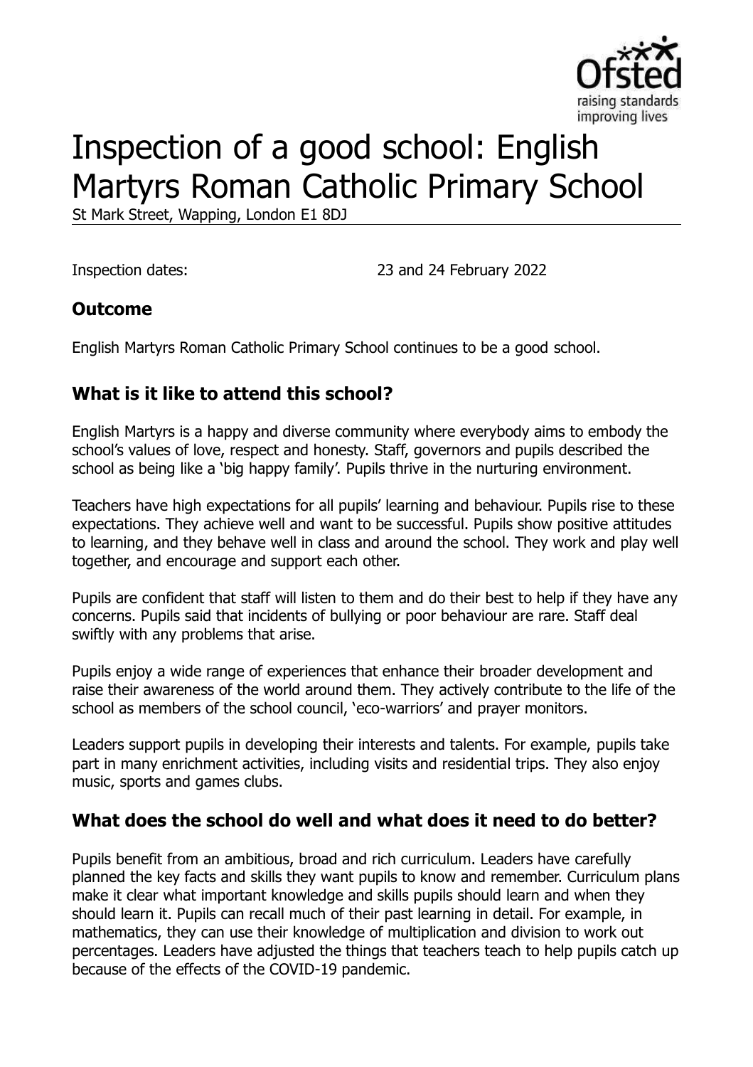# Inspection of a good school: English Martyrs Roman Catholic Primary School

St Mark Street, Wapping, London E1 8DJ

Inspection dates: 23 and 24 February 2022

## Outcome

English Martyrs Roman Catholic Primary School continues to be a good school.

## What is it like to attend this school?

English Martyrs is a happy and diverse community where everybody aims to embody the school's values of love, respect and honesty. Staff, governors and pupils described the school as being like a 'big happy family'. Pupils thrive in the nurturing environment.

Teachers have high expectations for all pupils' learning and behaviour. Pupils rise to these expectations. They achieve well and want to be successful. Pupils show positive attitudes to learning, and they behave well in class and around the school. They work and play well together, and encourage and support each other.

Pupils are confident that staff will listen to them and do their best to help if they have any concerns. Pupils said that incidents of bullying or poor behaviour are rare. Staff deal swiftly with any problems that arise.

Pupils enjoy a wide range of experiences that enhance their broader development and raise their awareness of the world around them. They actively contribute to the life of the school as members of the school council, 'eco-warriors' and prayer monitors.

Leaders support pupils in developing their interests and talents. For example, pupils take part in many enrichment activities, including visits and residential trips. They also enjoy music, sports and games clubs.

## What does the school do well and what does it need to do better?

Pupils benefit from an ambitious, broad and rich curriculum. Leaders have carefully planned the key facts and skills they want pupils to know and remember. Curriculum plans make it clear what important knowledge and skills pupils should learn and when they should learn it. Pupils can recall much of their past learning in detail. For example, in mathematics, they can use their knowledge of multiplication and division to work out percentages. Leaders have adjusted the things that teachers teach to help pupils catch up because of the effects of the COVID-19 pandemic.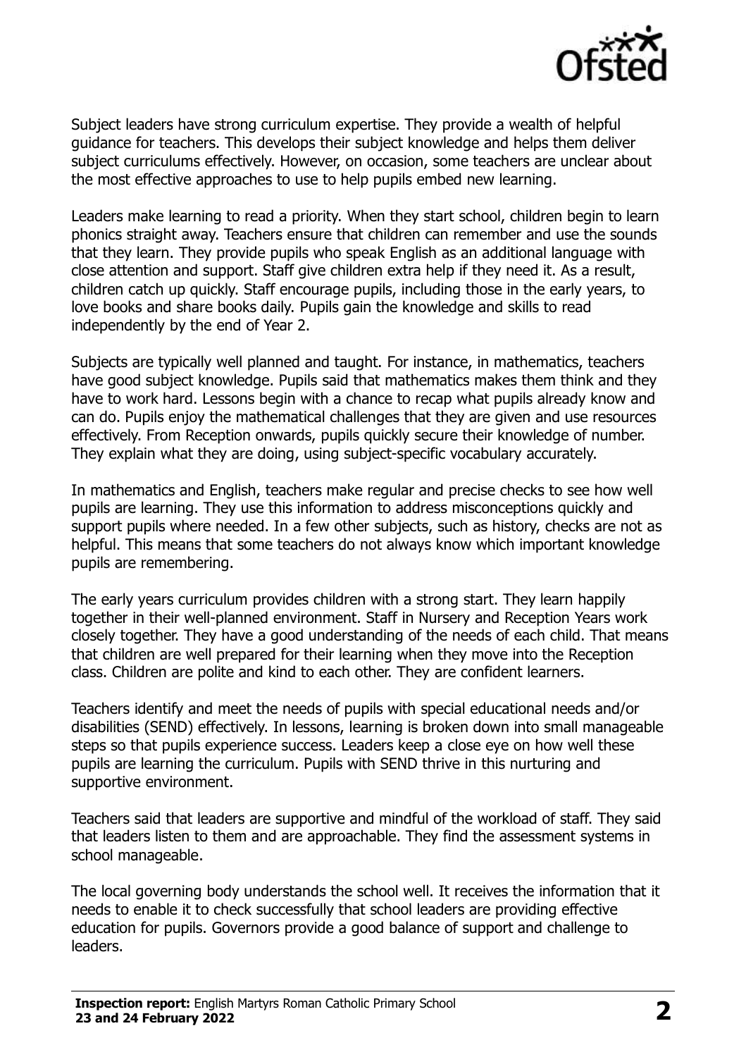Subject leaders have strong curriculum expertise. They provide a wealth of helpful guidance for teachers. This develops their subject knowledge and helps them deliver subject curriculums effectively. However, on occasion, some teachers are unclear about the most effective approaches to use to help pupils embed new learning.

Leaders make learning to read a priority. When they start school, children begin to learn phonics straight away. Teachers ensure that children can remember and use the sounds that they learn. They provide pupils who speak English as an additional language with close attention and support. Staff give children extra help if they need it. As a result, children catch up quickly. Staff encourage pupils, including those in the early years, to love books and share books daily. Pupils gain the knowledge and skills to read independently by the end of Year 2.

Subjects are typically well planned and taught. For instance, in mathematics, teachers have good subject knowledge. Pupils said that mathematics makes them think and they have to work hard. Lessons begin with a chance to recap what pupils already know and can do. Pupils enjoy the mathematical challenges that they are given and use resources effectively. From Reception onwards, pupils quickly secure their knowledge of number. They explain what they are doing, using subject-specific vocabulary accurately.

In mathematics and English, teachers make regular and precise checks to see how well pupils are learning. They use this information to address misconceptions quickly and support pupils where needed. In a few other subjects, such as history, checks are not as helpful. This means that some teachers do not always know which important knowledge pupils are remembering.

The early years curriculum provides children with a strong start. They learn happily together in their well-planned environment. Staff in Nursery and Reception Years work closely together. They have a good understanding of the needs of each child. That means that children are well prepared for their learning when they move into the Reception class. Children are polite and kind to each other. They are confident learners.

Teachers identify and meet the needs of pupils with special educational needs and/or disabilities (SEND) effectively. In lessons, learning is broken down into small manageable steps so that pupils experience success. Leaders keep a close eye on how well these pupils are learning the curriculum. Pupils with SEND thrive in this nurturing and supportive environment.

Teachers said that leaders are supportive and mindful of the workload of staff. They said that leaders listen to them and are approachable. They find the assessment systems in school manageable.

The local governing body understands the school well. It receives the information that it needs to enable it to check successfully that school leaders are providing effective education for pupils. Governors provide a good balance of support and challenge to leaders.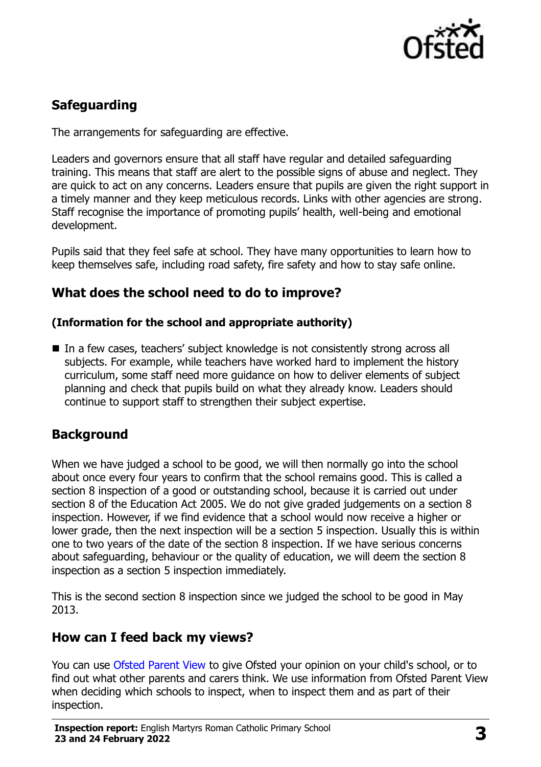## Safeguarding

The arrangements for safeguarding are effective.

Leaders and governors ensure that all staff have regular and detailed safeguarding training. This means that staff are alert to the possible signs of abuse and neglect. They are quick to act on any concerns. Leaders ensure that pupils are given the right support in a timely manner and they keep meticulous records. Links with other agencies are strong. Staff recognise the importance of promoting pupils' health, well-being and emotional development.

Pupils said that they feel safe at school. They have many opportunities to learn how to keep themselves safe, including road safety, fire safety and how to stay safe online.

## What does the school need to do to improve?

### (Information for the school and appropriate authority)

- In a few cases, teachers' subject knowledge is not consistently strong across all subjects. For example, while teachers have worked hard to implement the history curriculum, some staff need more guidance on how to deliver elements of subject planning and check that pupils build on what they already know. Leaders should continue to support staff to strengthen their subject expertise.

## Background

When we have judged a school to be good, we will then normally go into the school about once every four years to confirm that the school remains good. This is called a section 8 inspection of a good or outstanding school, because it is carried out under section 8 of the Education Act 2005. We do not give graded judgements on a section 8 inspection. However, if we find evidence that a school would now receive a higher or lower grade, then the next inspection will be a section 5 inspection. Usually this is within one to two years of the date of the section 8 inspection. If we have serious concerns about safeguarding, behaviour or the quality of education, we will deem the section 8 inspection as a section 5 inspection immediately.

This is the second section 8 inspection since we judged the school to be good in May 2013.

## How can I feed back my views?

You can use Ofsted Parent View to give Ofsted your opinion on your child's school, or to find out what other parents and carers think. We use information from Ofsted Parent View when deciding which schools to inspect, when to inspect them and as part of their inspection.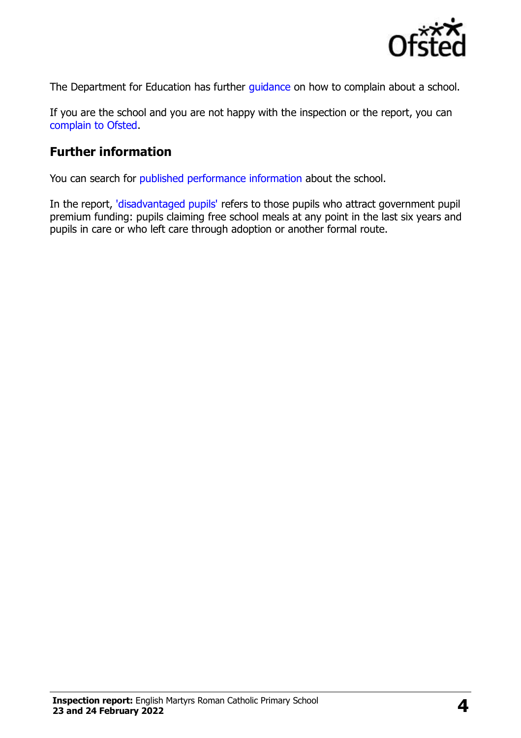The Department for Education has further guidance on how to complain about a school.

If you are the school and you are not happy with the inspection or the report, you can complain to Ofsted.

## Further information

You can search for published performance information about the school.

In the report, 'disadvantaged pupils' refers to those pupils who attract government pupil premium funding: pupils claiming free school meals at any point in the last six years and pupils in care or who left care through adoption or another formal route.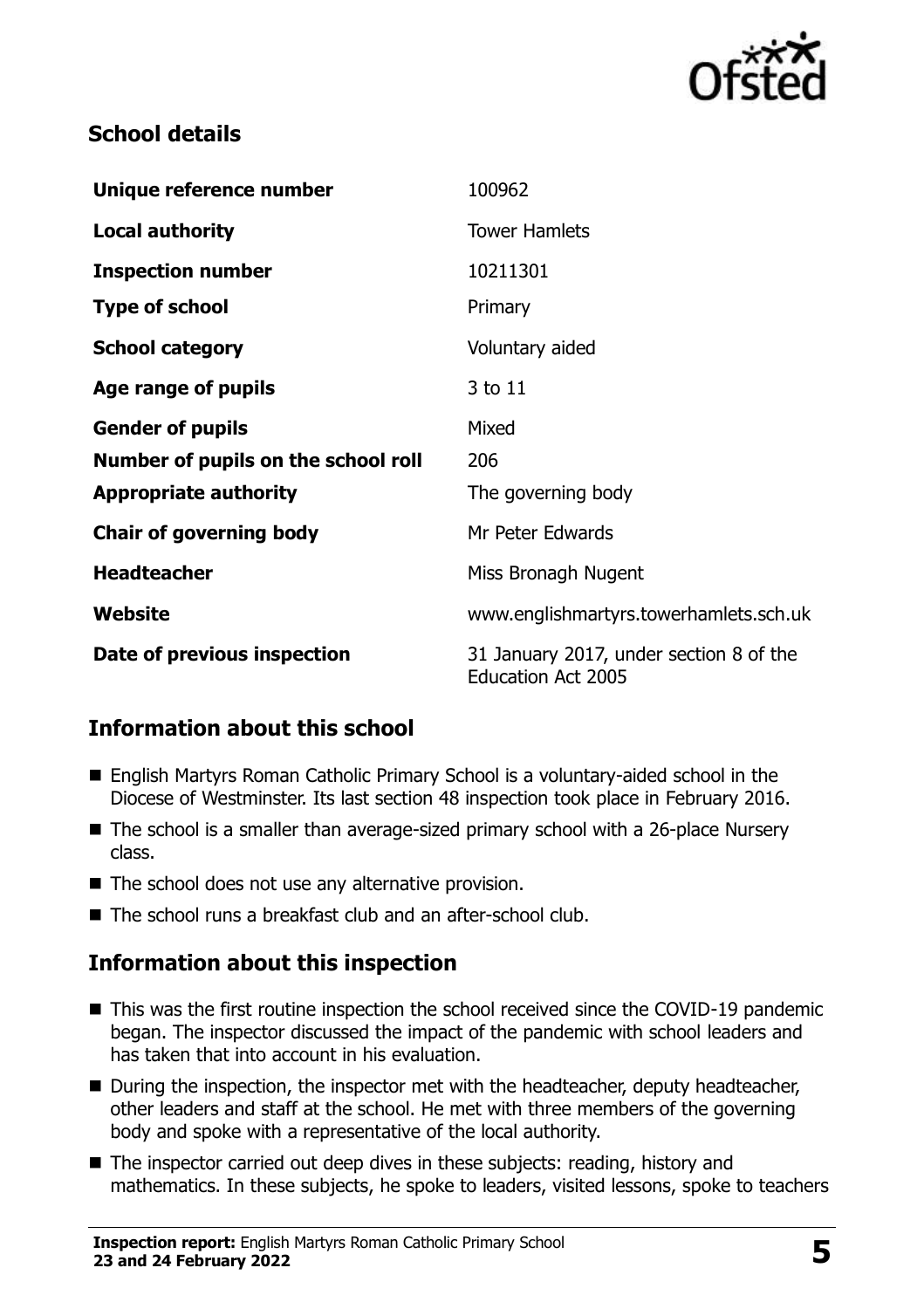## School details

| | |
|---|---|
| **Unique reference number** | 100962 |
| **Local authority** | Tower Hamlets |
| **Inspection number** | 10211301 |
| **Type of school** | Primary |
| **School category** | Voluntary aided |
| **Age range of pupils** | 3 to 11 |
| **Gender of pupils** | Mixed |
| **Number of pupils on the school roll** | 206 |
| **Appropriate authority** | The governing body |
| **Chair of governing body** | Mr Peter Edwards |
| **Headteacher** | Miss Bronagh Nugent |
| **Website** | www.englishmartyrs.towerhamlets.sch.uk |
| **Date of previous inspection** | 31 January 2017, under section 8 of the Education Act 2005 |

## Information about this school

- English Martyrs Roman Catholic Primary School is a voluntary-aided school in the Diocese of Westminster. Its last section 48 inspection took place in February 2016.
- The school is a smaller than average-sized primary school with a 26-place Nursery class.
- The school does not use any alternative provision.
- The school runs a breakfast club and an after-school club.

## Information about this inspection

- This was the first routine inspection the school received since the COVID-19 pandemic began. The inspector discussed the impact of the pandemic with school leaders and has taken that into account in his evaluation.
- During the inspection, the inspector met with the headteacher, deputy headteacher, other leaders and staff at the school. He met with three members of the governing body and spoke with a representative of the local authority.
- The inspector carried out deep dives in these subjects: reading, history and mathematics. In these subjects, he spoke to leaders, visited lessons, spoke to teachers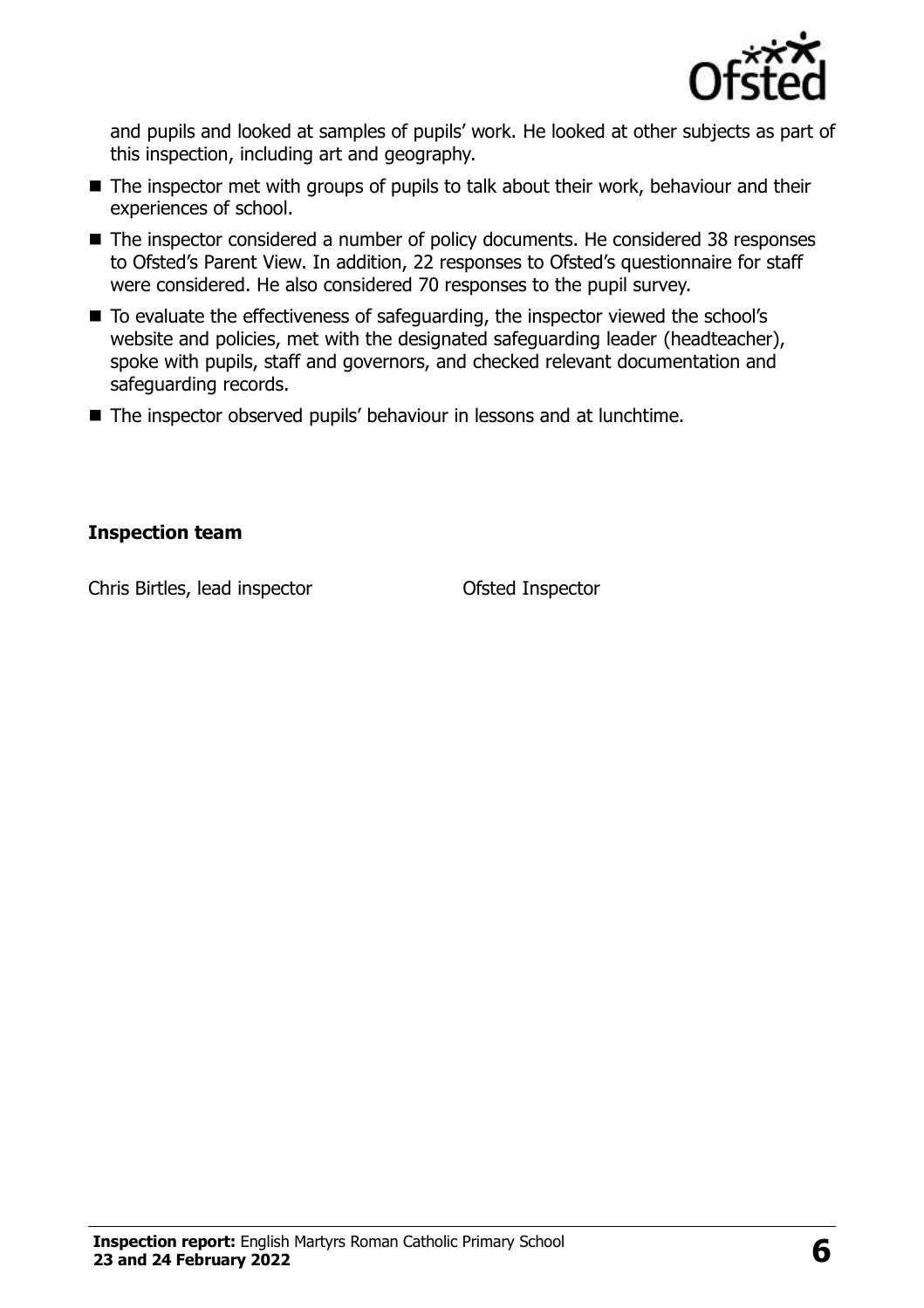and pupils and looked at samples of pupils' work. He looked at other subjects as part of this inspection, including art and geography.

- The inspector met with groups of pupils to talk about their work, behaviour and their experiences of school.
- The inspector considered a number of policy documents. He considered 38 responses to Ofsted's Parent View. In addition, 22 responses to Ofsted's questionnaire for staff were considered. He also considered 70 responses to the pupil survey.
- To evaluate the effectiveness of safeguarding, the inspector viewed the school's website and policies, met with the designated safeguarding leader (headteacher), spoke with pupils, staff and governors, and checked relevant documentation and safeguarding records.
- The inspector observed pupils' behaviour in lessons and at lunchtime.

**Inspection team**

| | |
|---|---|
| Chris Birtles, lead inspector | Ofsted Inspector |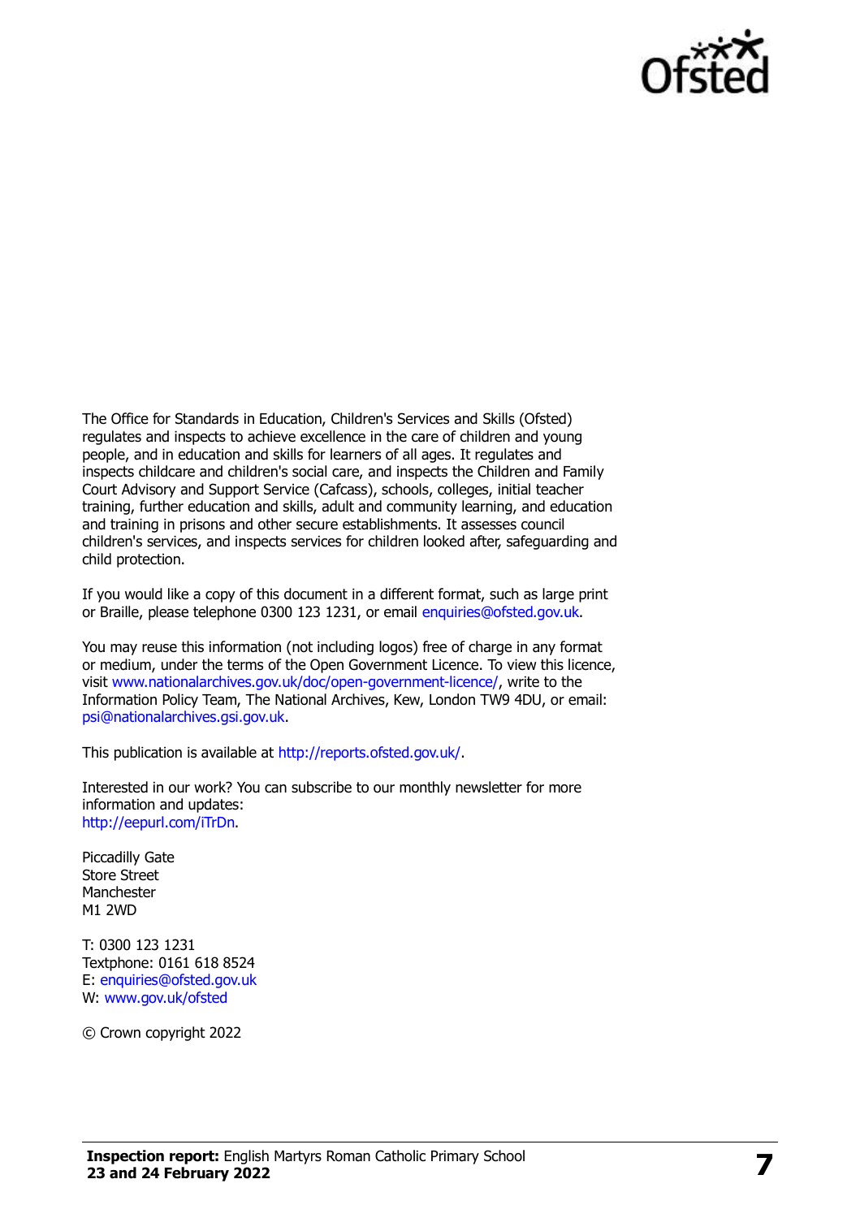The Office for Standards in Education, Children's Services and Skills (Ofsted) regulates and inspects to achieve excellence in the care of children and young people, and in education and skills for learners of all ages. It regulates and inspects childcare and children's social care, and inspects the Children and Family Court Advisory and Support Service (Cafcass), schools, colleges, initial teacher training, further education and skills, adult and community learning, and education and training in prisons and other secure establishments. It assesses council children's services, and inspects services for children looked after, safeguarding and child protection.

If you would like a copy of this document in a different format, such as large print or Braille, please telephone 0300 123 1231, or email enquiries@ofsted.gov.uk.

You may reuse this information (not including logos) free of charge in any format or medium, under the terms of the Open Government Licence. To view this licence, visit www.nationalarchives.gov.uk/doc/open-government-licence/, write to the Information Policy Team, The National Archives, Kew, London TW9 4DU, or email: psi@nationalarchives.gsi.gov.uk.

This publication is available at http://reports.ofsted.gov.uk/.

Interested in our work? You can subscribe to our monthly newsletter for more information and updates:
http://eepurl.com/iTrDn.

Piccadilly Gate
Store Street
Manchester
M1 2WD

T: 0300 123 1231
Textphone: 0161 618 8524
E: enquiries@ofsted.gov.uk
W: www.gov.uk/ofsted

© Crown copyright 2022